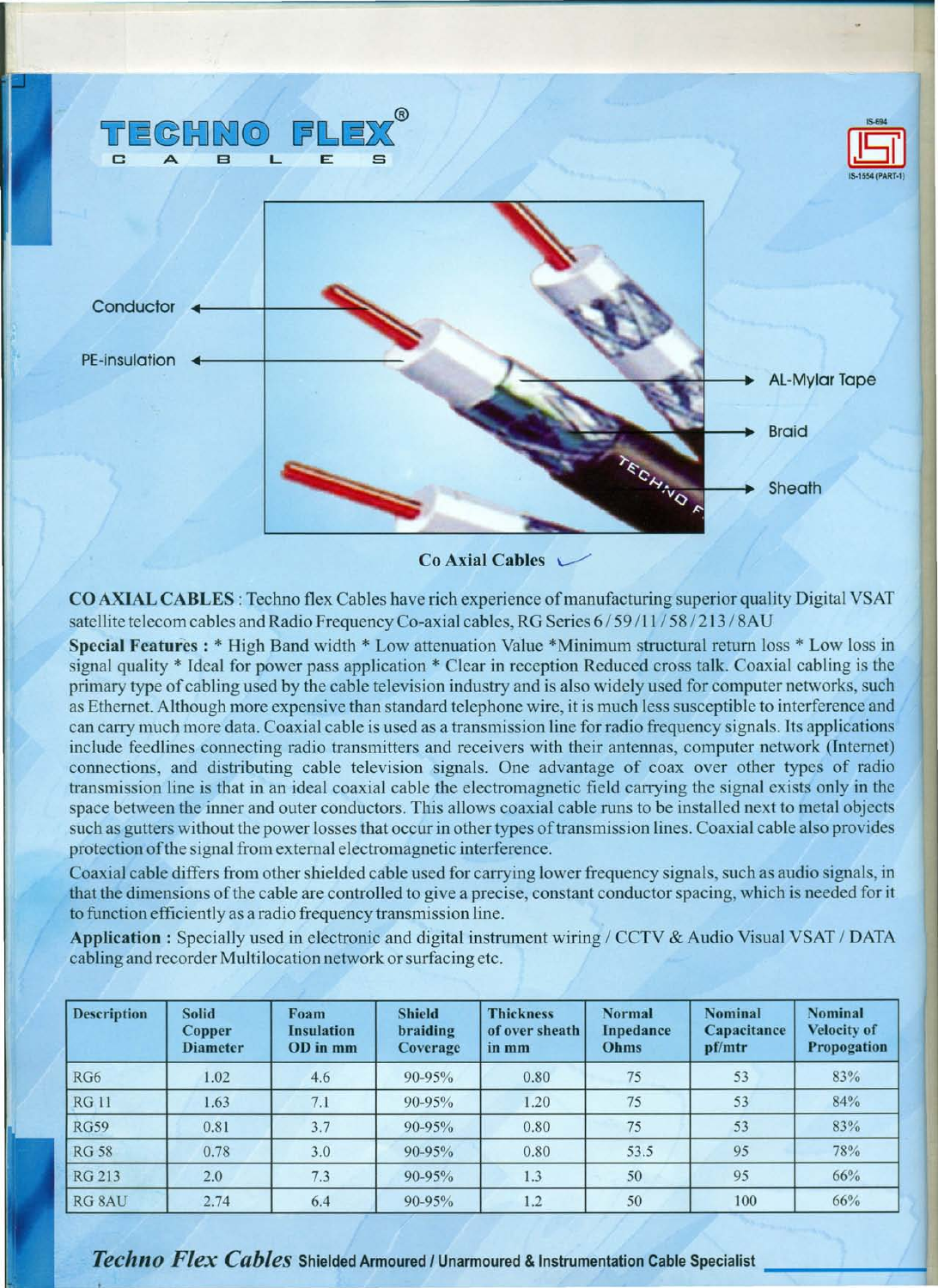# TECHNO FLEX®
CABLES

IS-694
IS-1554 (PART-1)

Conductor

PE-insulation

AL-Mylar Tape

Braid

Sheath

Co Axial Cables

**CO AXIAL CABLES** : Techno flex Cables have rich experience of manufacturing superior quality Digital VSAT satellite telecom cables and Radio Frequency Co-axial cables, RG Series 6 / 59 / 11 / 58 / 213 / 8AU

**Special Features :** * High Band width * Low attenuation Value *Minimum structural return loss * Low loss in signal quality * Ideal for power pass application * Clear in reception Reduced cross talk. Coaxial cabling is the primary type of cabling used by the cable television industry and is also widely used for computer networks, such as Ethernet. Although more expensive than standard telephone wire, it is much less susceptible to interference and can carry much more data. Coaxial cable is used as a transmission line for radio frequency signals. Its applications include feedlines connecting radio transmitters and receivers with their antennas, computer network (Internet) connections, and distributing cable television signals. One advantage of coax over other types of radio transmission line is that in an ideal coaxial cable the electromagnetic field carrying the signal exists only in the space between the inner and outer conductors. This allows coaxial cable runs to be installed next to metal objects such as gutters without the power losses that occur in other types of transmission lines. Coaxial cable also provides protection of the signal from external electromagnetic interference.

Coaxial cable differs from other shielded cable used for carrying lower frequency signals, such as audio signals, in that the dimensions of the cable are controlled to give a precise, constant conductor spacing, which is needed for it to function efficiently as a radio frequency transmission line.

**Application :** Specially used in electronic and digital instrument wiring / CCTV & Audio Visual VSAT / DATA cabling and recorder Multilocation network or surfacing etc.

| Description | Solid Copper Diameter | Foam Insulation OD in mm | Shield braiding Coverage | Thickness of over sheath in mm | Normal Inpedance Ohms | Nominal Capacitance pf/mtr | Nominal Velocity of Propogation |
|---|---|---|---|---|---|---|---|
| RG6 | 1.02 | 4.6 | 90-95% | 0.80 | 75 | 53 | 83% |
| RG 11 | 1.63 | 7.1 | 90-95% | 1.20 | 75 | 53 | 84% |
| RG59 | 0.81 | 3.7 | 90-95% | 0.80 | 75 | 53 | 83% |
| RG 58 | 0.78 | 3.0 | 90-95% | 0.80 | 53.5 | 95 | 78% |
| RG 213 | 2.0 | 7.3 | 90-95% | 1.3 | 50 | 95 | 66% |
| RG 8AU | 2.74 | 6.4 | 90-95% | 1.2 | 50 | 100 | 66% |

***Techno Flex Cables*** **Shielded Armoured / Unarmoured & Instrumentation Cable Specialist**